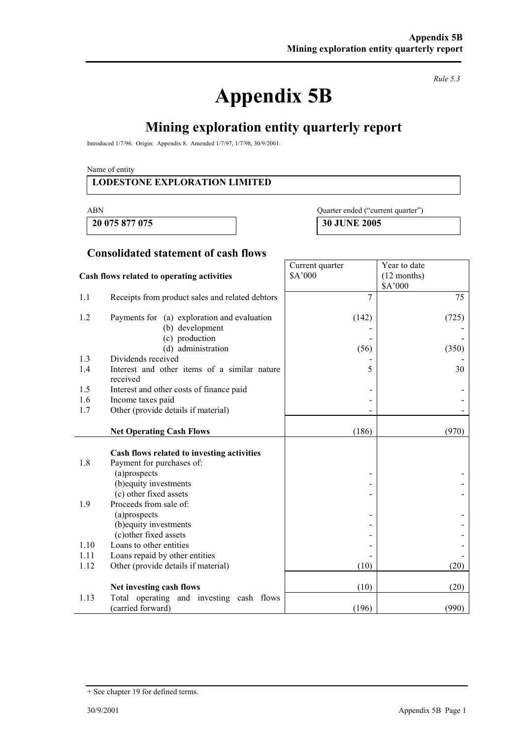*Rule 5.3*

# Appendix 5B

## Mining exploration entity quarterly report

Introduced 1/7/96. Origin: Appendix 8. Amended 1/7/97, 1/7/98, 30/9/2001.

Name of entity

**LODESTONE EXPLORATION LIMITED**

| ABN | Quarter ended ("current quarter") |
|---|---|
| **20 075 877 075** | **30 JUNE 2005** |

### Consolidated statement of cash flows

| | Cash flows related to operating activities | Current quarter $A'000 | Year to date (12 months) $A'000 |
|---|---|---|---|
| 1.1 | Receipts from product sales and related debtors | 7 | 75 |
| 1.2 | Payments for (a) exploration and evaluation | (142) | (725) |
| | (b) development | - | - |
| | (c) production | - | - |
| | (d) administration | (56) | (350) |
| 1.3 | Dividends received | - | - |
| 1.4 | Interest and other items of a similar nature received | 5 | 30 |
| 1.5 | Interest and other costs of finance paid | - | - |
| 1.6 | Income taxes paid | - | - |
| 1.7 | Other (provide details if material) | - | - |
| | **Net Operating Cash Flows** | (186) | (970) |
| | **Cash flows related to investing activities** | | |
| 1.8 | Payment for purchases of: | | |
| | (a)prospects | - | - |
| | (b)equity investments | - | - |
| | (c) other fixed assets | - | - |
| 1.9 | Proceeds from sale of: | | |
| | (a)prospects | - | - |
| | (b)equity investments | - | - |
| | (c)other fixed assets | - | - |
| 1.10 | Loans to other entities | - | - |
| 1.11 | Loans repaid by other entities | - | - |
| 1.12 | Other (provide details if material) | (10) | (20) |
| | **Net investing cash flows** | (10) | (20) |
| 1.13 | Total operating and investing cash flows (carried forward) | (196) | (990) |

+ See chapter 19 for defined terms.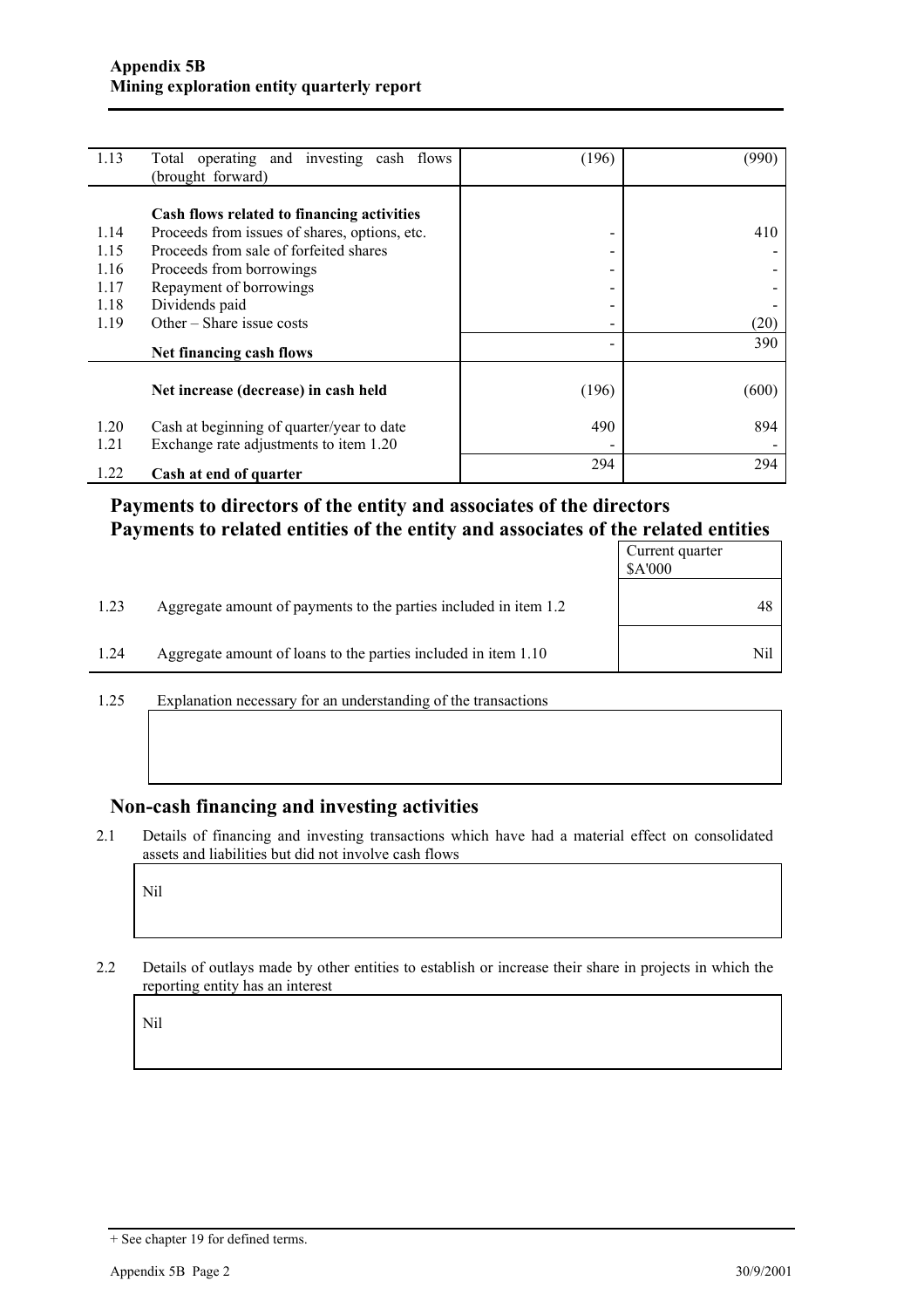| | | | |
|---|---|---|---|
| 1.13 | Total operating and investing cash flows (brought forward) | (196) | (990) |
| | **Cash flows related to financing activities** | | |
| 1.14 | Proceeds from issues of shares, options, etc. | - | 410 |
| 1.15 | Proceeds from sale of forfeited shares | - | - |
| 1.16 | Proceeds from borrowings | - | - |
| 1.17 | Repayment of borrowings | - | - |
| 1.18 | Dividends paid | - | - |
| 1.19 | Other – Share issue costs | - | (20) |
| | **Net financing cash flows** | - | 390 |
| | **Net increase (decrease) in cash held** | (196) | (600) |
| 1.20 | Cash at beginning of quarter/year to date | 490 | 894 |
| 1.21 | Exchange rate adjustments to item 1.20 | - | - |
| 1.22 | **Cash at end of quarter** | 294 | 294 |

## Payments to directors of the entity and associates of the directors
## Payments to related entities of the entity and associates of the related entities

| | | Current quarter $A'000 |
|---|---|---|
| 1.23 | Aggregate amount of payments to the parties included in item 1.2 | 48 |
| 1.24 | Aggregate amount of loans to the parties included in item 1.10 | Nil |

1.25 Explanation necessary for an understanding of the transactions

## Non-cash financing and investing activities

2.1 Details of financing and investing transactions which have had a material effect on consolidated assets and liabilities but did not involve cash flows

Nil

2.2 Details of outlays made by other entities to establish or increase their share in projects in which the reporting entity has an interest

Nil

+ See chapter 19 for defined terms.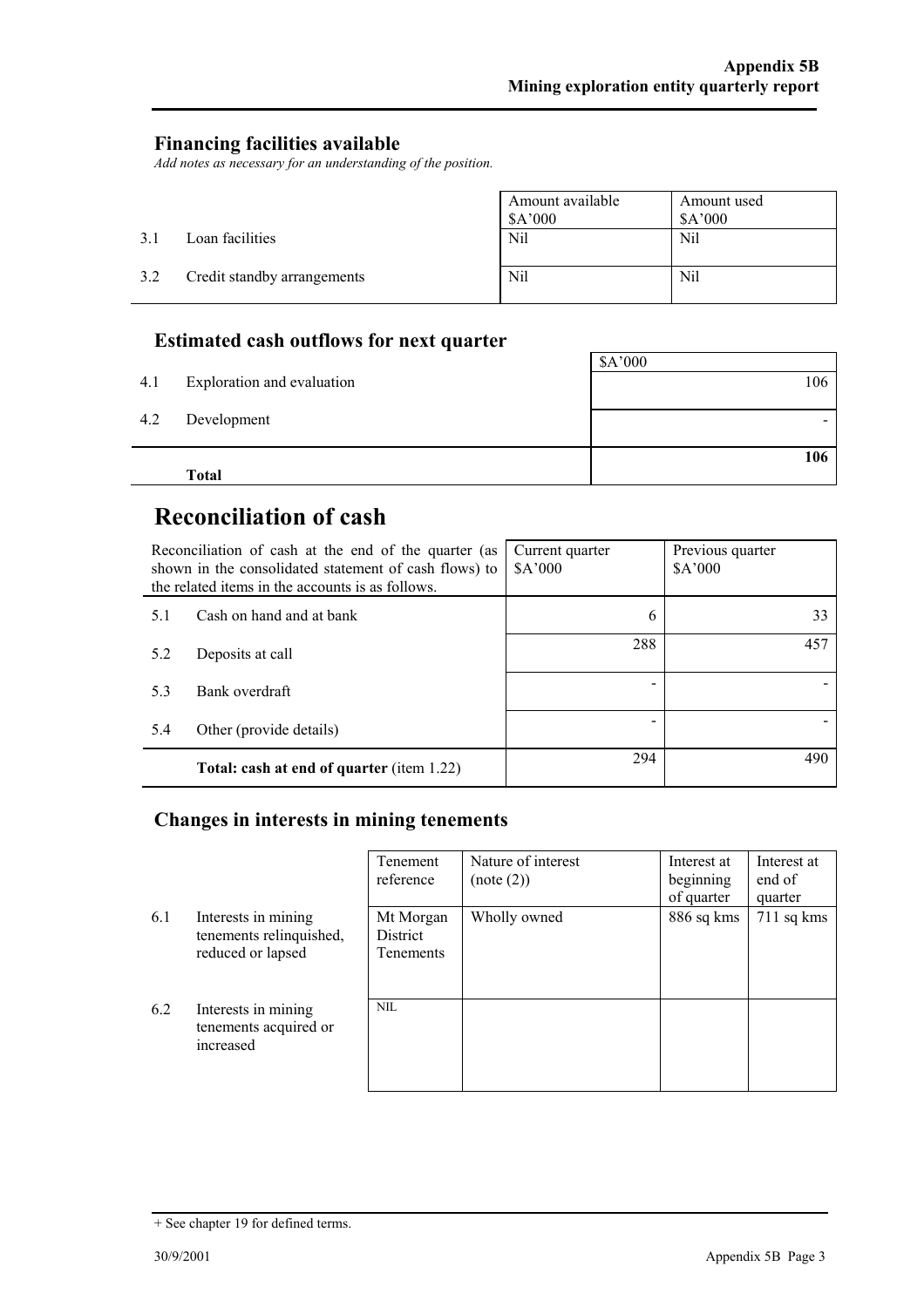## Financing facilities available

*Add notes as necessary for an understanding of the position.*

| | | Amount available $A'000 | Amount used $A'000 |
|---|---|---|---|
| 3.1 | Loan facilities | Nil | Nil |
| 3.2 | Credit standby arrangements | Nil | Nil |

## Estimated cash outflows for next quarter

| | | $A'000 |
|---|---|---|
| 4.1 | Exploration and evaluation | 106 |
| 4.2 | Development | - |
| | **Total** | **106** |

# Reconciliation of cash

| Reconciliation of cash at the end of the quarter (as shown in the consolidated statement of cash flows) to the related items in the accounts is as follows. | | Current quarter $A'000 | Previous quarter $A'000 |
|---|---|---|---|
| 5.1 | Cash on hand and at bank | 6 | 33 |
| 5.2 | Deposits at call | 288 | 457 |
| 5.3 | Bank overdraft | - | - |
| 5.4 | Other (provide details) | - | - |
| | **Total: cash at end of quarter** (item 1.22) | 294 | 490 |

## Changes in interests in mining tenements

| | | Tenement reference | Nature of interest (note (2)) | Interest at beginning of quarter | Interest at end of quarter |
|---|---|---|---|---|---|
| 6.1 | Interests in mining tenements relinquished, reduced or lapsed | Mt Morgan District Tenements | Wholly owned | 886 sq kms | 711 sq kms |
| 6.2 | Interests in mining tenements acquired or increased | NIL | | | |

+ See chapter 19 for defined terms.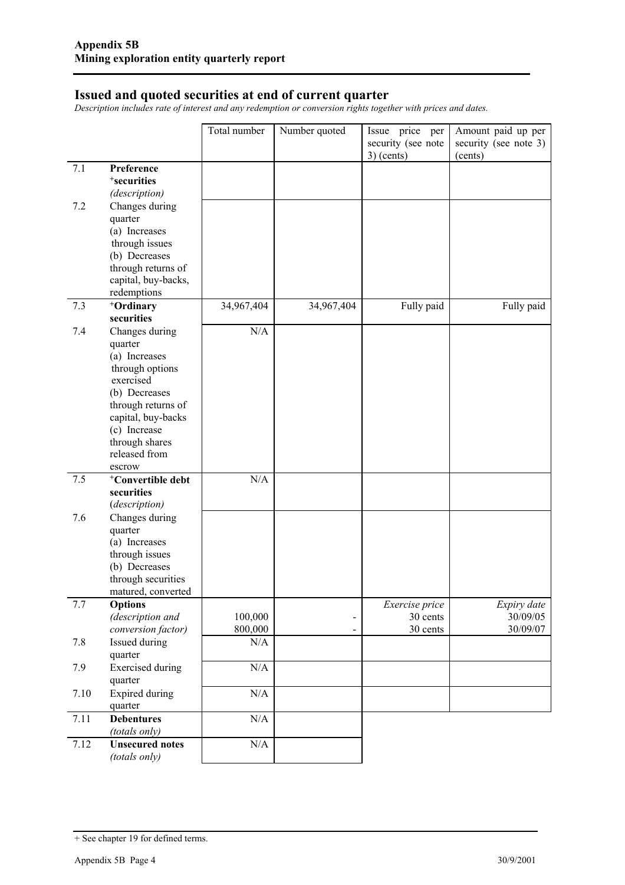## Issued and quoted securities at end of current quarter

*Description includes rate of interest and any redemption or conversion rights together with prices and dates.*

| | | Total number | Number quoted | Issue price per security (see note 3) (cents) | Amount paid up per security (see note 3) (cents) |
|---|---|---|---|---|---|
| 7.1 | **Preference +securities** *(description)* | | | | |
| 7.2 | Changes during quarter (a) Increases through issues (b) Decreases through returns of capital, buy-backs, redemptions | | | | |
| 7.3 | **+Ordinary securities** | 34,967,404 | 34,967,404 | Fully paid | Fully paid |
| 7.4 | Changes during quarter (a) Increases through options exercised (b) Decreases through returns of capital, buy-backs (c) Increase through shares released from escrow | N/A | | | |
| 7.5 | **+Convertible debt securities** *(description)* | N/A | | | |
| 7.6 | Changes during quarter (a) Increases through issues (b) Decreases through securities matured, converted | | | | |
| 7.7 | **Options** *(description and conversion factor)* | 100,000<br>800,000 | -<br>- | *Exercise price*<br>30 cents<br>30 cents | *Expiry date*<br>30/09/05<br>30/09/07 |
| 7.8 | Issued during quarter | N/A | | | |
| 7.9 | Exercised during quarter | N/A | | | |
| 7.10 | Expired during quarter | N/A | | | |
| 7.11 | **Debentures** *(totals only)* | N/A | | | |
| 7.12 | **Unsecured notes** *(totals only)* | N/A | | | |

+ See chapter 19 for defined terms.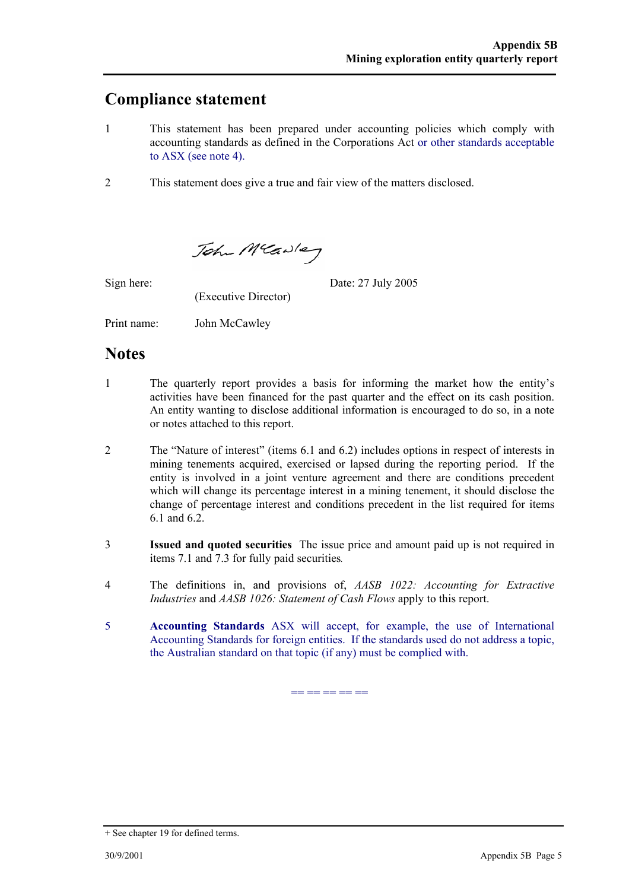## Compliance statement

1 This statement has been prepared under accounting policies which comply with accounting standards as defined in the Corporations Act or other standards acceptable to ASX (see note 4).

2 This statement does give a true and fair view of the matters disclosed.

Sign here: (Executive Director) Date: 27 July 2005

Print name: John McCawley

## Notes

1 The quarterly report provides a basis for informing the market how the entity's activities have been financed for the past quarter and the effect on its cash position. An entity wanting to disclose additional information is encouraged to do so, in a note or notes attached to this report.

2 The "Nature of interest" (items 6.1 and 6.2) includes options in respect of interests in mining tenements acquired, exercised or lapsed during the reporting period. If the entity is involved in a joint venture agreement and there are conditions precedent which will change its percentage interest in a mining tenement, it should disclose the change of percentage interest and conditions precedent in the list required for items 6.1 and 6.2.

3 **Issued and quoted securities** The issue price and amount paid up is not required in items 7.1 and 7.3 for fully paid securities.

4 The definitions in, and provisions of, *AASB 1022: Accounting for Extractive Industries* and *AASB 1026: Statement of Cash Flows* apply to this report.

5 **Accounting Standards** ASX will accept, for example, the use of International Accounting Standards for foreign entities. If the standards used do not address a topic, the Australian standard on that topic (if any) must be complied with.

== == == == ==

+ See chapter 19 for defined terms.